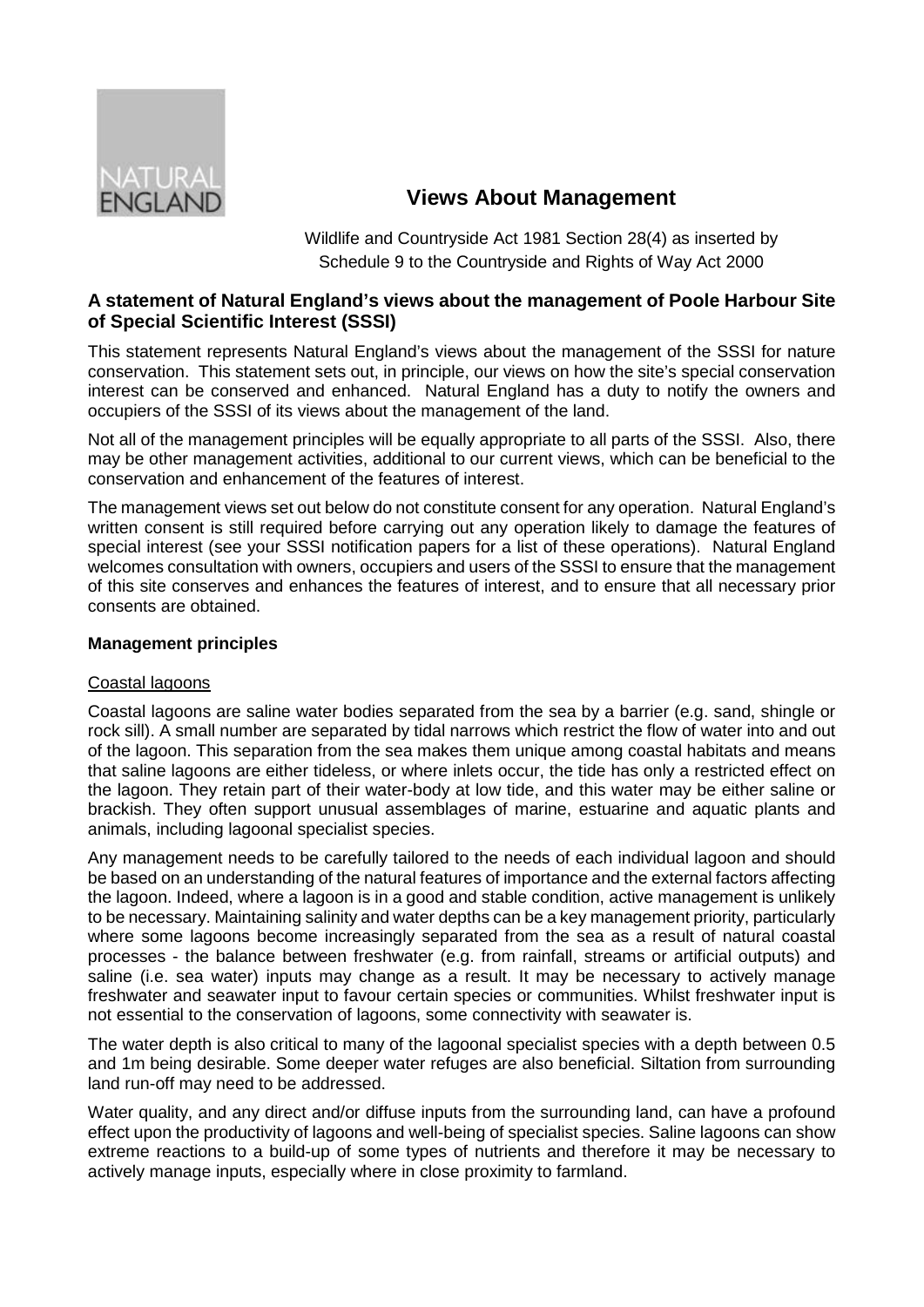NATURAL ENGLAND

# Views About Management

Wildlife and Countryside Act 1981 Section 28(4) as inserted by Schedule 9 to the Countryside and Rights of Way Act 2000

## A statement of Natural England's views about the management of Poole Harbour Site of Special Scientific Interest (SSSI)

This statement represents Natural England's views about the management of the SSSI for nature conservation. This statement sets out, in principle, our views on how the site's special conservation interest can be conserved and enhanced. Natural England has a duty to notify the owners and occupiers of the SSSI of its views about the management of the land.

Not all of the management principles will be equally appropriate to all parts of the SSSI. Also, there may be other management activities, additional to our current views, which can be beneficial to the conservation and enhancement of the features of interest.

The management views set out below do not constitute consent for any operation. Natural England's written consent is still required before carrying out any operation likely to damage the features of special interest (see your SSSI notification papers for a list of these operations). Natural England welcomes consultation with owners, occupiers and users of the SSSI to ensure that the management of this site conserves and enhances the features of interest, and to ensure that all necessary prior consents are obtained.

### Management principles

#### Coastal lagoons

Coastal lagoons are saline water bodies separated from the sea by a barrier (e.g. sand, shingle or rock sill). A small number are separated by tidal narrows which restrict the flow of water into and out of the lagoon. This separation from the sea makes them unique among coastal habitats and means that saline lagoons are either tideless, or where inlets occur, the tide has only a restricted effect on the lagoon. They retain part of their water-body at low tide, and this water may be either saline or brackish. They often support unusual assemblages of marine, estuarine and aquatic plants and animals, including lagoonal specialist species.

Any management needs to be carefully tailored to the needs of each individual lagoon and should be based on an understanding of the natural features of importance and the external factors affecting the lagoon. Indeed, where a lagoon is in a good and stable condition, active management is unlikely to be necessary. Maintaining salinity and water depths can be a key management priority, particularly where some lagoons become increasingly separated from the sea as a result of natural coastal processes - the balance between freshwater (e.g. from rainfall, streams or artificial outputs) and saline (i.e. sea water) inputs may change as a result. It may be necessary to actively manage freshwater and seawater input to favour certain species or communities. Whilst freshwater input is not essential to the conservation of lagoons, some connectivity with seawater is.

The water depth is also critical to many of the lagoonal specialist species with a depth between 0.5 and 1m being desirable. Some deeper water refuges are also beneficial. Siltation from surrounding land run-off may need to be addressed.

Water quality, and any direct and/or diffuse inputs from the surrounding land, can have a profound effect upon the productivity of lagoons and well-being of specialist species. Saline lagoons can show extreme reactions to a build-up of some types of nutrients and therefore it may be necessary to actively manage inputs, especially where in close proximity to farmland.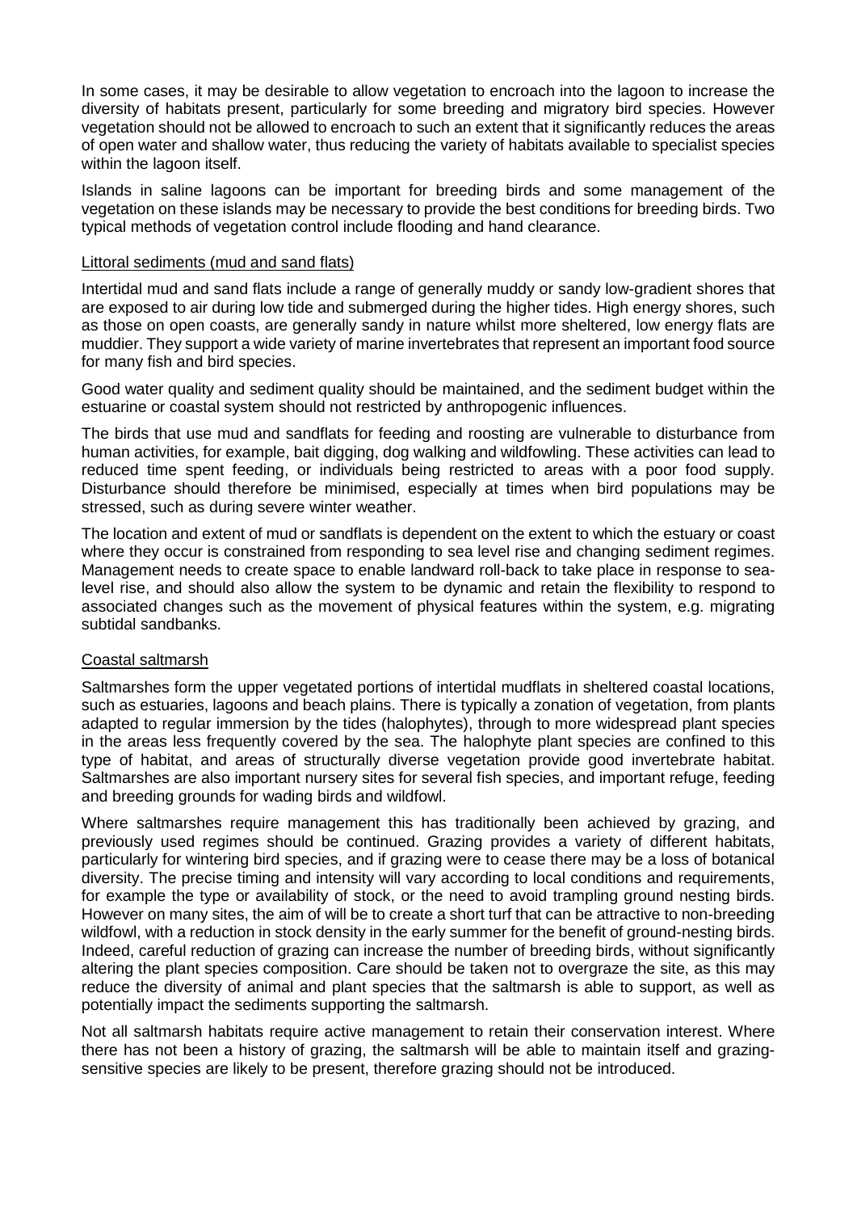In some cases, it may be desirable to allow vegetation to encroach into the lagoon to increase the diversity of habitats present, particularly for some breeding and migratory bird species. However vegetation should not be allowed to encroach to such an extent that it significantly reduces the areas of open water and shallow water, thus reducing the variety of habitats available to specialist species within the lagoon itself.

Islands in saline lagoons can be important for breeding birds and some management of the vegetation on these islands may be necessary to provide the best conditions for breeding birds. Two typical methods of vegetation control include flooding and hand clearance.

<u>Littoral sediments (mud and sand flats)</u>

Intertidal mud and sand flats include a range of generally muddy or sandy low-gradient shores that are exposed to air during low tide and submerged during the higher tides. High energy shores, such as those on open coasts, are generally sandy in nature whilst more sheltered, low energy flats are muddier. They support a wide variety of marine invertebrates that represent an important food source for many fish and bird species.

Good water quality and sediment quality should be maintained, and the sediment budget within the estuarine or coastal system should not restricted by anthropogenic influences.

The birds that use mud and sandflats for feeding and roosting are vulnerable to disturbance from human activities, for example, bait digging, dog walking and wildfowling. These activities can lead to reduced time spent feeding, or individuals being restricted to areas with a poor food supply. Disturbance should therefore be minimised, especially at times when bird populations may be stressed, such as during severe winter weather.

The location and extent of mud or sandflats is dependent on the extent to which the estuary or coast where they occur is constrained from responding to sea level rise and changing sediment regimes. Management needs to create space to enable landward roll-back to take place in response to sea-level rise, and should also allow the system to be dynamic and retain the flexibility to respond to associated changes such as the movement of physical features within the system, e.g. migrating subtidal sandbanks.

<u>Coastal saltmarsh</u>

Saltmarshes form the upper vegetated portions of intertidal mudflats in sheltered coastal locations, such as estuaries, lagoons and beach plains. There is typically a zonation of vegetation, from plants adapted to regular immersion by the tides (halophytes), through to more widespread plant species in the areas less frequently covered by the sea. The halophyte plant species are confined to this type of habitat, and areas of structurally diverse vegetation provide good invertebrate habitat. Saltmarshes are also important nursery sites for several fish species, and important refuge, feeding and breeding grounds for wading birds and wildfowl.

Where saltmarshes require management this has traditionally been achieved by grazing, and previously used regimes should be continued. Grazing provides a variety of different habitats, particularly for wintering bird species, and if grazing were to cease there may be a loss of botanical diversity. The precise timing and intensity will vary according to local conditions and requirements, for example the type or availability of stock, or the need to avoid trampling ground nesting birds. However on many sites, the aim of will be to create a short turf that can be attractive to non-breeding wildfowl, with a reduction in stock density in the early summer for the benefit of ground-nesting birds. Indeed, careful reduction of grazing can increase the number of breeding birds, without significantly altering the plant species composition. Care should be taken not to overgraze the site, as this may reduce the diversity of animal and plant species that the saltmarsh is able to support, as well as potentially impact the sediments supporting the saltmarsh.

Not all saltmarsh habitats require active management to retain their conservation interest. Where there has not been a history of grazing, the saltmarsh will be able to maintain itself and grazing-sensitive species are likely to be present, therefore grazing should not be introduced.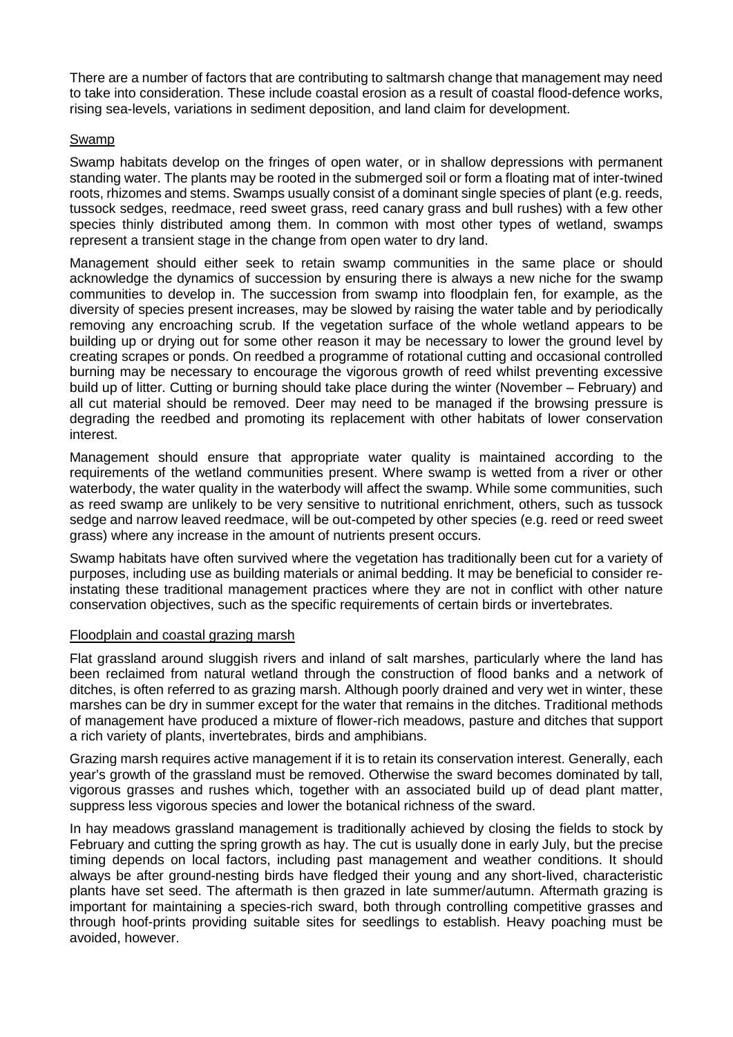There are a number of factors that are contributing to saltmarsh change that management may need to take into consideration. These include coastal erosion as a result of coastal flood-defence works, rising sea-levels, variations in sediment deposition, and land claim for development.

<u>Swamp</u>

Swamp habitats develop on the fringes of open water, or in shallow depressions with permanent standing water. The plants may be rooted in the submerged soil or form a floating mat of inter-twined roots, rhizomes and stems. Swamps usually consist of a dominant single species of plant (e.g. reeds, tussock sedges, reedmace, reed sweet grass, reed canary grass and bull rushes) with a few other species thinly distributed among them. In common with most other types of wetland, swamps represent a transient stage in the change from open water to dry land.

Management should either seek to retain swamp communities in the same place or should acknowledge the dynamics of succession by ensuring there is always a new niche for the swamp communities to develop in. The succession from swamp into floodplain fen, for example, as the diversity of species present increases, may be slowed by raising the water table and by periodically removing any encroaching scrub. If the vegetation surface of the whole wetland appears to be building up or drying out for some other reason it may be necessary to lower the ground level by creating scrapes or ponds. On reedbed a programme of rotational cutting and occasional controlled burning may be necessary to encourage the vigorous growth of reed whilst preventing excessive build up of litter. Cutting or burning should take place during the winter (November – February) and all cut material should be removed. Deer may need to be managed if the browsing pressure is degrading the reedbed and promoting its replacement with other habitats of lower conservation interest.

Management should ensure that appropriate water quality is maintained according to the requirements of the wetland communities present. Where swamp is wetted from a river or other waterbody, the water quality in the waterbody will affect the swamp. While some communities, such as reed swamp are unlikely to be very sensitive to nutritional enrichment, others, such as tussock sedge and narrow leaved reedmace, will be out-competed by other species (e.g. reed or reed sweet grass) where any increase in the amount of nutrients present occurs.

Swamp habitats have often survived where the vegetation has traditionally been cut for a variety of purposes, including use as building materials or animal bedding. It may be beneficial to consider re-instating these traditional management practices where they are not in conflict with other nature conservation objectives, such as the specific requirements of certain birds or invertebrates.

<u>Floodplain and coastal grazing marsh</u>

Flat grassland around sluggish rivers and inland of salt marshes, particularly where the land has been reclaimed from natural wetland through the construction of flood banks and a network of ditches, is often referred to as grazing marsh. Although poorly drained and very wet in winter, these marshes can be dry in summer except for the water that remains in the ditches. Traditional methods of management have produced a mixture of flower-rich meadows, pasture and ditches that support a rich variety of plants, invertebrates, birds and amphibians.

Grazing marsh requires active management if it is to retain its conservation interest. Generally, each year's growth of the grassland must be removed. Otherwise the sward becomes dominated by tall, vigorous grasses and rushes which, together with an associated build up of dead plant matter, suppress less vigorous species and lower the botanical richness of the sward.

In hay meadows grassland management is traditionally achieved by closing the fields to stock by February and cutting the spring growth as hay. The cut is usually done in early July, but the precise timing depends on local factors, including past management and weather conditions. It should always be after ground-nesting birds have fledged their young and any short-lived, characteristic plants have set seed. The aftermath is then grazed in late summer/autumn. Aftermath grazing is important for maintaining a species-rich sward, both through controlling competitive grasses and through hoof-prints providing suitable sites for seedlings to establish. Heavy poaching must be avoided, however.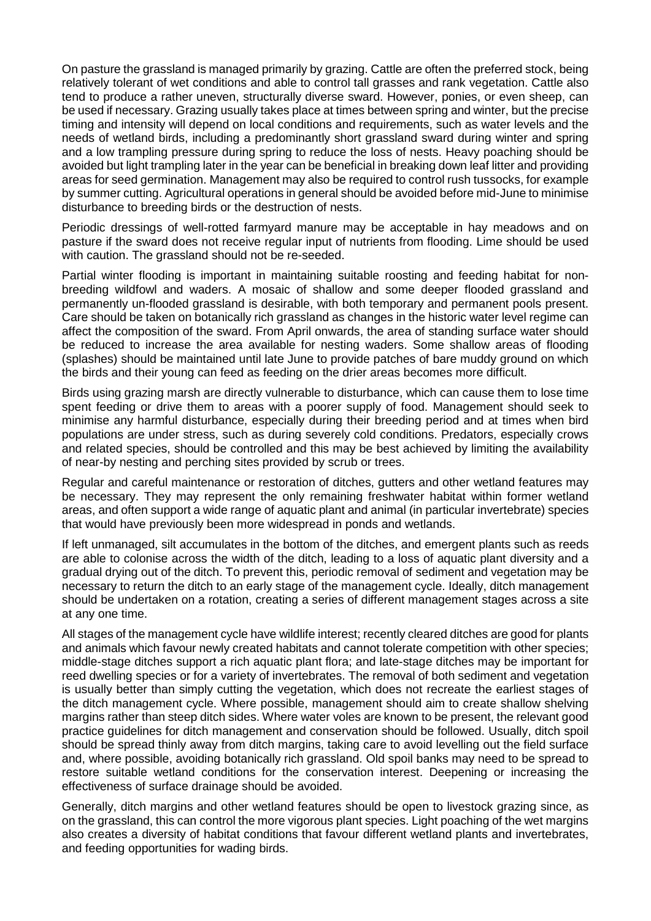On pasture the grassland is managed primarily by grazing. Cattle are often the preferred stock, being relatively tolerant of wet conditions and able to control tall grasses and rank vegetation. Cattle also tend to produce a rather uneven, structurally diverse sward. However, ponies, or even sheep, can be used if necessary. Grazing usually takes place at times between spring and winter, but the precise timing and intensity will depend on local conditions and requirements, such as water levels and the needs of wetland birds, including a predominantly short grassland sward during winter and spring and a low trampling pressure during spring to reduce the loss of nests. Heavy poaching should be avoided but light trampling later in the year can be beneficial in breaking down leaf litter and providing areas for seed germination. Management may also be required to control rush tussocks, for example by summer cutting. Agricultural operations in general should be avoided before mid-June to minimise disturbance to breeding birds or the destruction of nests.

Periodic dressings of well-rotted farmyard manure may be acceptable in hay meadows and on pasture if the sward does not receive regular input of nutrients from flooding. Lime should be used with caution. The grassland should not be re-seeded.

Partial winter flooding is important in maintaining suitable roosting and feeding habitat for non-breeding wildfowl and waders. A mosaic of shallow and some deeper flooded grassland and permanently un-flooded grassland is desirable, with both temporary and permanent pools present. Care should be taken on botanically rich grassland as changes in the historic water level regime can affect the composition of the sward. From April onwards, the area of standing surface water should be reduced to increase the area available for nesting waders. Some shallow areas of flooding (splashes) should be maintained until late June to provide patches of bare muddy ground on which the birds and their young can feed as feeding on the drier areas becomes more difficult.

Birds using grazing marsh are directly vulnerable to disturbance, which can cause them to lose time spent feeding or drive them to areas with a poorer supply of food. Management should seek to minimise any harmful disturbance, especially during their breeding period and at times when bird populations are under stress, such as during severely cold conditions. Predators, especially crows and related species, should be controlled and this may be best achieved by limiting the availability of near-by nesting and perching sites provided by scrub or trees.

Regular and careful maintenance or restoration of ditches, gutters and other wetland features may be necessary. They may represent the only remaining freshwater habitat within former wetland areas, and often support a wide range of aquatic plant and animal (in particular invertebrate) species that would have previously been more widespread in ponds and wetlands.

If left unmanaged, silt accumulates in the bottom of the ditches, and emergent plants such as reeds are able to colonise across the width of the ditch, leading to a loss of aquatic plant diversity and a gradual drying out of the ditch. To prevent this, periodic removal of sediment and vegetation may be necessary to return the ditch to an early stage of the management cycle. Ideally, ditch management should be undertaken on a rotation, creating a series of different management stages across a site at any one time.

All stages of the management cycle have wildlife interest; recently cleared ditches are good for plants and animals which favour newly created habitats and cannot tolerate competition with other species; middle-stage ditches support a rich aquatic plant flora; and late-stage ditches may be important for reed dwelling species or for a variety of invertebrates. The removal of both sediment and vegetation is usually better than simply cutting the vegetation, which does not recreate the earliest stages of the ditch management cycle. Where possible, management should aim to create shallow shelving margins rather than steep ditch sides. Where water voles are known to be present, the relevant good practice guidelines for ditch management and conservation should be followed. Usually, ditch spoil should be spread thinly away from ditch margins, taking care to avoid levelling out the field surface and, where possible, avoiding botanically rich grassland. Old spoil banks may need to be spread to restore suitable wetland conditions for the conservation interest. Deepening or increasing the effectiveness of surface drainage should be avoided.

Generally, ditch margins and other wetland features should be open to livestock grazing since, as on the grassland, this can control the more vigorous plant species. Light poaching of the wet margins also creates a diversity of habitat conditions that favour different wetland plants and invertebrates, and feeding opportunities for wading birds.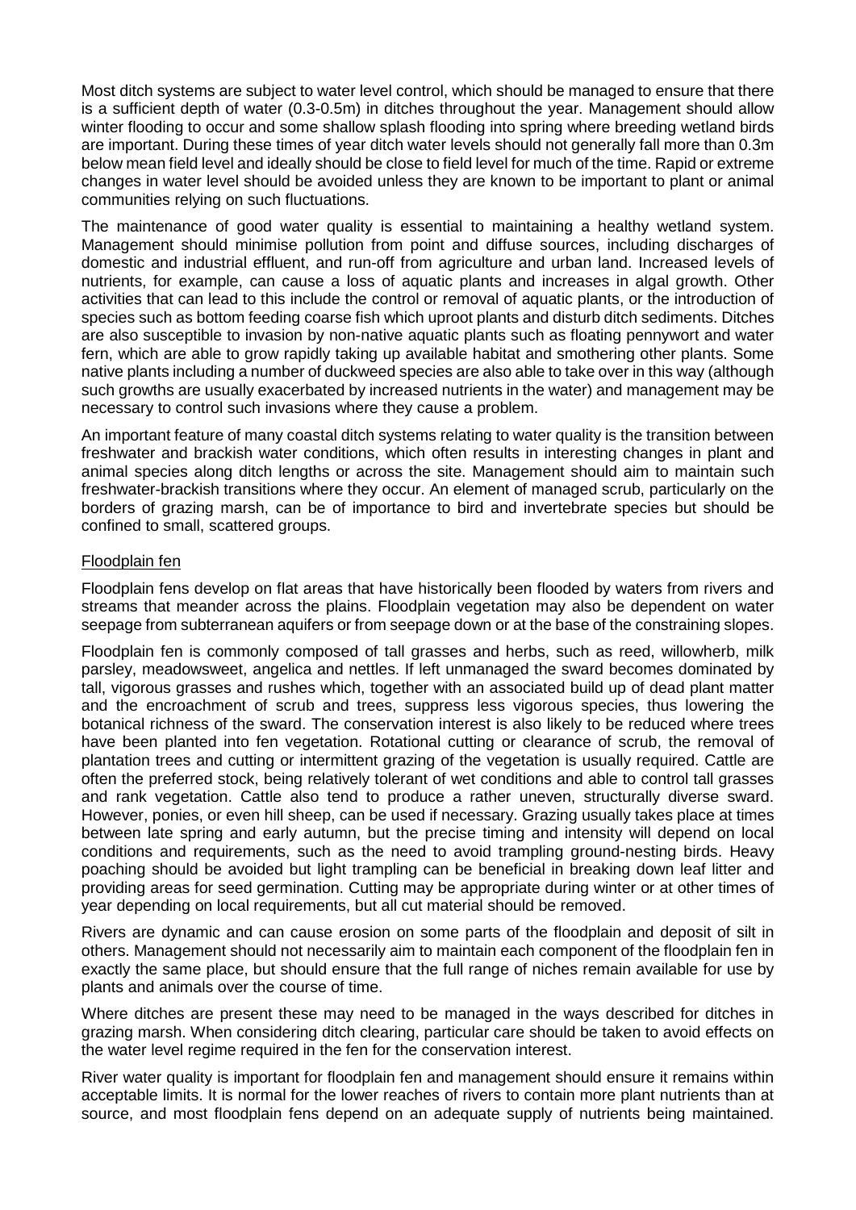Most ditch systems are subject to water level control, which should be managed to ensure that there is a sufficient depth of water (0.3-0.5m) in ditches throughout the year. Management should allow winter flooding to occur and some shallow splash flooding into spring where breeding wetland birds are important. During these times of year ditch water levels should not generally fall more than 0.3m below mean field level and ideally should be close to field level for much of the time. Rapid or extreme changes in water level should be avoided unless they are known to be important to plant or animal communities relying on such fluctuations.

The maintenance of good water quality is essential to maintaining a healthy wetland system. Management should minimise pollution from point and diffuse sources, including discharges of domestic and industrial effluent, and run-off from agriculture and urban land. Increased levels of nutrients, for example, can cause a loss of aquatic plants and increases in algal growth. Other activities that can lead to this include the control or removal of aquatic plants, or the introduction of species such as bottom feeding coarse fish which uproot plants and disturb ditch sediments. Ditches are also susceptible to invasion by non-native aquatic plants such as floating pennywort and water fern, which are able to grow rapidly taking up available habitat and smothering other plants. Some native plants including a number of duckweed species are also able to take over in this way (although such growths are usually exacerbated by increased nutrients in the water) and management may be necessary to control such invasions where they cause a problem.

An important feature of many coastal ditch systems relating to water quality is the transition between freshwater and brackish water conditions, which often results in interesting changes in plant and animal species along ditch lengths or across the site. Management should aim to maintain such freshwater-brackish transitions where they occur. An element of managed scrub, particularly on the borders of grazing marsh, can be of importance to bird and invertebrate species but should be confined to small, scattered groups.

## Floodplain fen

Floodplain fens develop on flat areas that have historically been flooded by waters from rivers and streams that meander across the plains. Floodplain vegetation may also be dependent on water seepage from subterranean aquifers or from seepage down or at the base of the constraining slopes.

Floodplain fen is commonly composed of tall grasses and herbs, such as reed, willowherb, milk parsley, meadowsweet, angelica and nettles. If left unmanaged the sward becomes dominated by tall, vigorous grasses and rushes which, together with an associated build up of dead plant matter and the encroachment of scrub and trees, suppress less vigorous species, thus lowering the botanical richness of the sward. The conservation interest is also likely to be reduced where trees have been planted into fen vegetation. Rotational cutting or clearance of scrub, the removal of plantation trees and cutting or intermittent grazing of the vegetation is usually required. Cattle are often the preferred stock, being relatively tolerant of wet conditions and able to control tall grasses and rank vegetation. Cattle also tend to produce a rather uneven, structurally diverse sward. However, ponies, or even hill sheep, can be used if necessary. Grazing usually takes place at times between late spring and early autumn, but the precise timing and intensity will depend on local conditions and requirements, such as the need to avoid trampling ground-nesting birds. Heavy poaching should be avoided but light trampling can be beneficial in breaking down leaf litter and providing areas for seed germination. Cutting may be appropriate during winter or at other times of year depending on local requirements, but all cut material should be removed.

Rivers are dynamic and can cause erosion on some parts of the floodplain and deposit of silt in others. Management should not necessarily aim to maintain each component of the floodplain fen in exactly the same place, but should ensure that the full range of niches remain available for use by plants and animals over the course of time.

Where ditches are present these may need to be managed in the ways described for ditches in grazing marsh. When considering ditch clearing, particular care should be taken to avoid effects on the water level regime required in the fen for the conservation interest.

River water quality is important for floodplain fen and management should ensure it remains within acceptable limits. It is normal for the lower reaches of rivers to contain more plant nutrients than at source, and most floodplain fens depend on an adequate supply of nutrients being maintained.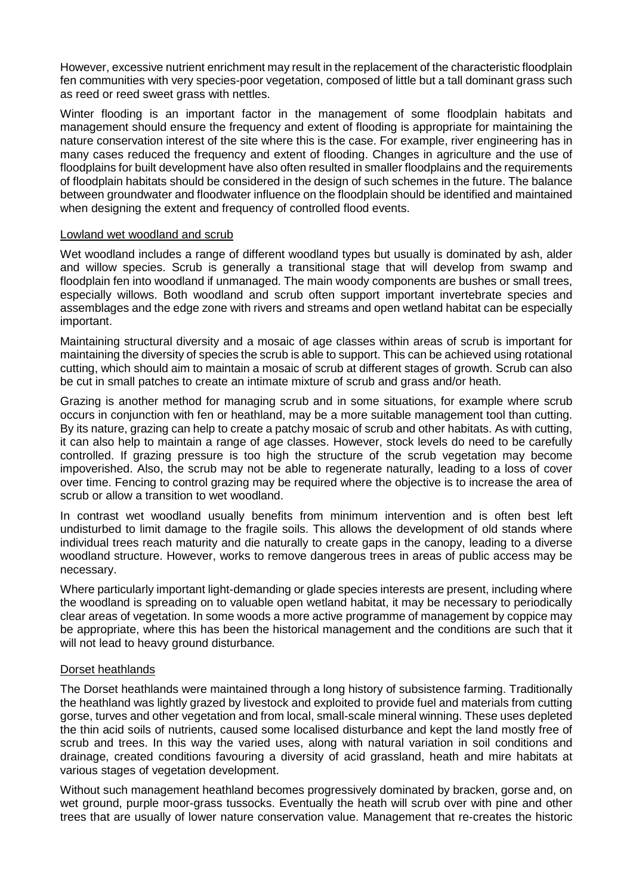However, excessive nutrient enrichment may result in the replacement of the characteristic floodplain fen communities with very species-poor vegetation, composed of little but a tall dominant grass such as reed or reed sweet grass with nettles.

Winter flooding is an important factor in the management of some floodplain habitats and management should ensure the frequency and extent of flooding is appropriate for maintaining the nature conservation interest of the site where this is the case. For example, river engineering has in many cases reduced the frequency and extent of flooding. Changes in agriculture and the use of floodplains for built development have also often resulted in smaller floodplains and the requirements of floodplain habitats should be considered in the design of such schemes in the future. The balance between groundwater and floodwater influence on the floodplain should be identified and maintained when designing the extent and frequency of controlled flood events.

### Lowland wet woodland and scrub

Wet woodland includes a range of different woodland types but usually is dominated by ash, alder and willow species. Scrub is generally a transitional stage that will develop from swamp and floodplain fen into woodland if unmanaged. The main woody components are bushes or small trees, especially willows. Both woodland and scrub often support important invertebrate species and assemblages and the edge zone with rivers and streams and open wetland habitat can be especially important.

Maintaining structural diversity and a mosaic of age classes within areas of scrub is important for maintaining the diversity of species the scrub is able to support. This can be achieved using rotational cutting, which should aim to maintain a mosaic of scrub at different stages of growth. Scrub can also be cut in small patches to create an intimate mixture of scrub and grass and/or heath.

Grazing is another method for managing scrub and in some situations, for example where scrub occurs in conjunction with fen or heathland, may be a more suitable management tool than cutting. By its nature, grazing can help to create a patchy mosaic of scrub and other habitats. As with cutting, it can also help to maintain a range of age classes. However, stock levels do need to be carefully controlled. If grazing pressure is too high the structure of the scrub vegetation may become impoverished. Also, the scrub may not be able to regenerate naturally, leading to a loss of cover over time. Fencing to control grazing may be required where the objective is to increase the area of scrub or allow a transition to wet woodland.

In contrast wet woodland usually benefits from minimum intervention and is often best left undisturbed to limit damage to the fragile soils. This allows the development of old stands where individual trees reach maturity and die naturally to create gaps in the canopy, leading to a diverse woodland structure. However, works to remove dangerous trees in areas of public access may be necessary.

Where particularly important light-demanding or glade species interests are present, including where the woodland is spreading on to valuable open wetland habitat, it may be necessary to periodically clear areas of vegetation. In some woods a more active programme of management by coppice may be appropriate, where this has been the historical management and the conditions are such that it will not lead to heavy ground disturbance.

### Dorset heathlands

The Dorset heathlands were maintained through a long history of subsistence farming. Traditionally the heathland was lightly grazed by livestock and exploited to provide fuel and materials from cutting gorse, turves and other vegetation and from local, small-scale mineral winning. These uses depleted the thin acid soils of nutrients, caused some localised disturbance and kept the land mostly free of scrub and trees. In this way the varied uses, along with natural variation in soil conditions and drainage, created conditions favouring a diversity of acid grassland, heath and mire habitats at various stages of vegetation development.

Without such management heathland becomes progressively dominated by bracken, gorse and, on wet ground, purple moor-grass tussocks. Eventually the heath will scrub over with pine and other trees that are usually of lower nature conservation value. Management that re-creates the historic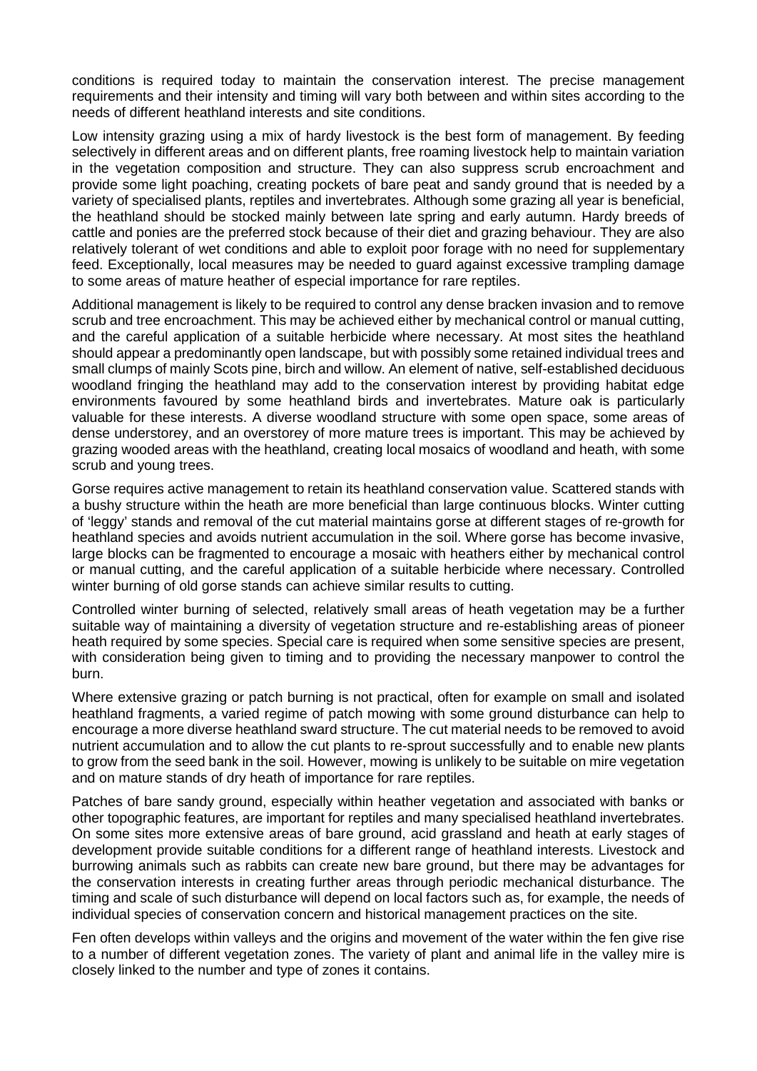conditions is required today to maintain the conservation interest. The precise management requirements and their intensity and timing will vary both between and within sites according to the needs of different heathland interests and site conditions.

Low intensity grazing using a mix of hardy livestock is the best form of management. By feeding selectively in different areas and on different plants, free roaming livestock help to maintain variation in the vegetation composition and structure. They can also suppress scrub encroachment and provide some light poaching, creating pockets of bare peat and sandy ground that is needed by a variety of specialised plants, reptiles and invertebrates. Although some grazing all year is beneficial, the heathland should be stocked mainly between late spring and early autumn. Hardy breeds of cattle and ponies are the preferred stock because of their diet and grazing behaviour. They are also relatively tolerant of wet conditions and able to exploit poor forage with no need for supplementary feed. Exceptionally, local measures may be needed to guard against excessive trampling damage to some areas of mature heather of especial importance for rare reptiles.

Additional management is likely to be required to control any dense bracken invasion and to remove scrub and tree encroachment. This may be achieved either by mechanical control or manual cutting, and the careful application of a suitable herbicide where necessary. At most sites the heathland should appear a predominantly open landscape, but with possibly some retained individual trees and small clumps of mainly Scots pine, birch and willow. An element of native, self-established deciduous woodland fringing the heathland may add to the conservation interest by providing habitat edge environments favoured by some heathland birds and invertebrates. Mature oak is particularly valuable for these interests. A diverse woodland structure with some open space, some areas of dense understorey, and an overstorey of more mature trees is important. This may be achieved by grazing wooded areas with the heathland, creating local mosaics of woodland and heath, with some scrub and young trees.

Gorse requires active management to retain its heathland conservation value. Scattered stands with a bushy structure within the heath are more beneficial than large continuous blocks. Winter cutting of 'leggy' stands and removal of the cut material maintains gorse at different stages of re-growth for heathland species and avoids nutrient accumulation in the soil. Where gorse has become invasive, large blocks can be fragmented to encourage a mosaic with heathers either by mechanical control or manual cutting, and the careful application of a suitable herbicide where necessary. Controlled winter burning of old gorse stands can achieve similar results to cutting.

Controlled winter burning of selected, relatively small areas of heath vegetation may be a further suitable way of maintaining a diversity of vegetation structure and re-establishing areas of pioneer heath required by some species. Special care is required when some sensitive species are present, with consideration being given to timing and to providing the necessary manpower to control the burn.

Where extensive grazing or patch burning is not practical, often for example on small and isolated heathland fragments, a varied regime of patch mowing with some ground disturbance can help to encourage a more diverse heathland sward structure. The cut material needs to be removed to avoid nutrient accumulation and to allow the cut plants to re-sprout successfully and to enable new plants to grow from the seed bank in the soil. However, mowing is unlikely to be suitable on mire vegetation and on mature stands of dry heath of importance for rare reptiles.

Patches of bare sandy ground, especially within heather vegetation and associated with banks or other topographic features, are important for reptiles and many specialised heathland invertebrates. On some sites more extensive areas of bare ground, acid grassland and heath at early stages of development provide suitable conditions for a different range of heathland interests. Livestock and burrowing animals such as rabbits can create new bare ground, but there may be advantages for the conservation interests in creating further areas through periodic mechanical disturbance. The timing and scale of such disturbance will depend on local factors such as, for example, the needs of individual species of conservation concern and historical management practices on the site.

Fen often develops within valleys and the origins and movement of the water within the fen give rise to a number of different vegetation zones. The variety of plant and animal life in the valley mire is closely linked to the number and type of zones it contains.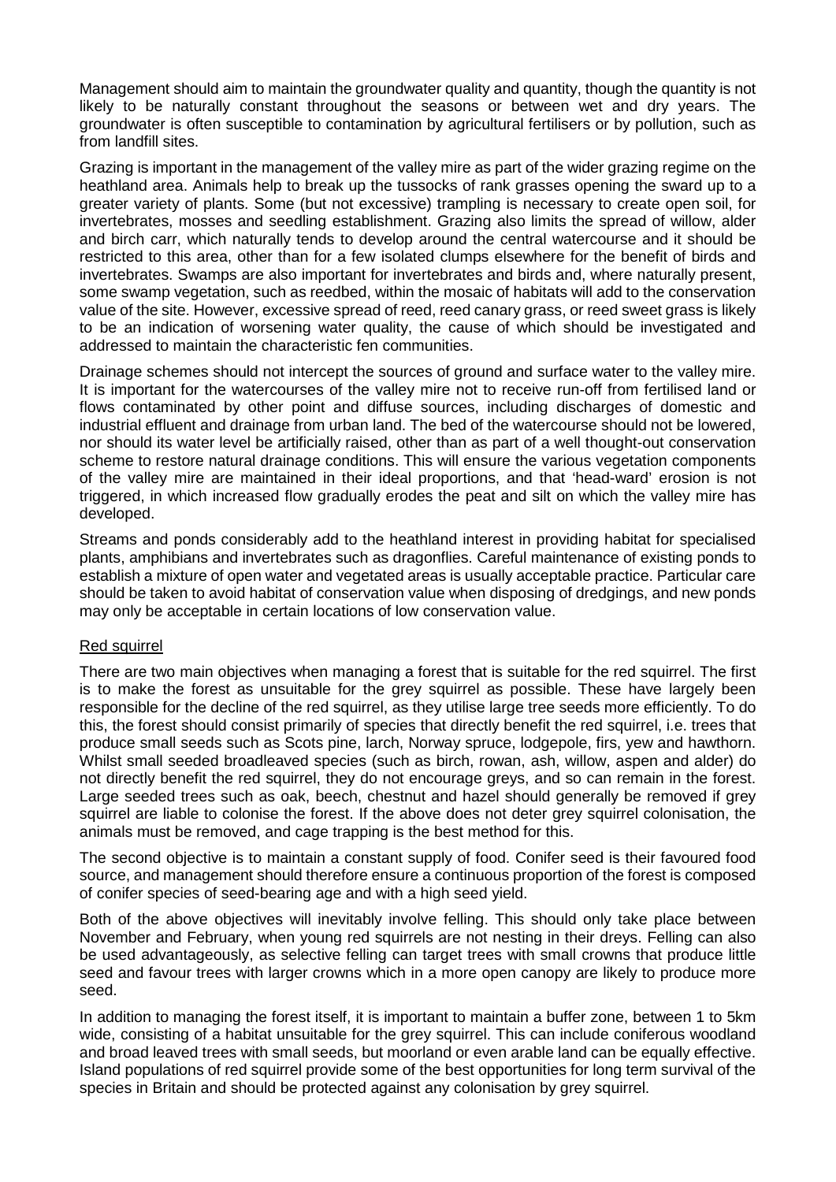Management should aim to maintain the groundwater quality and quantity, though the quantity is not likely to be naturally constant throughout the seasons or between wet and dry years. The groundwater is often susceptible to contamination by agricultural fertilisers or by pollution, such as from landfill sites.

Grazing is important in the management of the valley mire as part of the wider grazing regime on the heathland area. Animals help to break up the tussocks of rank grasses opening the sward up to a greater variety of plants. Some (but not excessive) trampling is necessary to create open soil, for invertebrates, mosses and seedling establishment. Grazing also limits the spread of willow, alder and birch carr, which naturally tends to develop around the central watercourse and it should be restricted to this area, other than for a few isolated clumps elsewhere for the benefit of birds and invertebrates. Swamps are also important for invertebrates and birds and, where naturally present, some swamp vegetation, such as reedbed, within the mosaic of habitats will add to the conservation value of the site. However, excessive spread of reed, reed canary grass, or reed sweet grass is likely to be an indication of worsening water quality, the cause of which should be investigated and addressed to maintain the characteristic fen communities.

Drainage schemes should not intercept the sources of ground and surface water to the valley mire. It is important for the watercourses of the valley mire not to receive run-off from fertilised land or flows contaminated by other point and diffuse sources, including discharges of domestic and industrial effluent and drainage from urban land. The bed of the watercourse should not be lowered, nor should its water level be artificially raised, other than as part of a well thought-out conservation scheme to restore natural drainage conditions. This will ensure the various vegetation components of the valley mire are maintained in their ideal proportions, and that 'head-ward' erosion is not triggered, in which increased flow gradually erodes the peat and silt on which the valley mire has developed.

Streams and ponds considerably add to the heathland interest in providing habitat for specialised plants, amphibians and invertebrates such as dragonflies. Careful maintenance of existing ponds to establish a mixture of open water and vegetated areas is usually acceptable practice. Particular care should be taken to avoid habitat of conservation value when disposing of dredgings, and new ponds may only be acceptable in certain locations of low conservation value.

<u>Red squirrel</u>

There are two main objectives when managing a forest that is suitable for the red squirrel. The first is to make the forest as unsuitable for the grey squirrel as possible. These have largely been responsible for the decline of the red squirrel, as they utilise large tree seeds more efficiently. To do this, the forest should consist primarily of species that directly benefit the red squirrel, i.e. trees that produce small seeds such as Scots pine, larch, Norway spruce, lodgepole, firs, yew and hawthorn. Whilst small seeded broadleaved species (such as birch, rowan, ash, willow, aspen and alder) do not directly benefit the red squirrel, they do not encourage greys, and so can remain in the forest. Large seeded trees such as oak, beech, chestnut and hazel should generally be removed if grey squirrel are liable to colonise the forest. If the above does not deter grey squirrel colonisation, the animals must be removed, and cage trapping is the best method for this.

The second objective is to maintain a constant supply of food. Conifer seed is their favoured food source, and management should therefore ensure a continuous proportion of the forest is composed of conifer species of seed-bearing age and with a high seed yield.

Both of the above objectives will inevitably involve felling. This should only take place between November and February, when young red squirrels are not nesting in their dreys. Felling can also be used advantageously, as selective felling can target trees with small crowns that produce little seed and favour trees with larger crowns which in a more open canopy are likely to produce more seed.

In addition to managing the forest itself, it is important to maintain a buffer zone, between 1 to 5km wide, consisting of a habitat unsuitable for the grey squirrel. This can include coniferous woodland and broad leaved trees with small seeds, but moorland or even arable land can be equally effective. Island populations of red squirrel provide some of the best opportunities for long term survival of the species in Britain and should be protected against any colonisation by grey squirrel.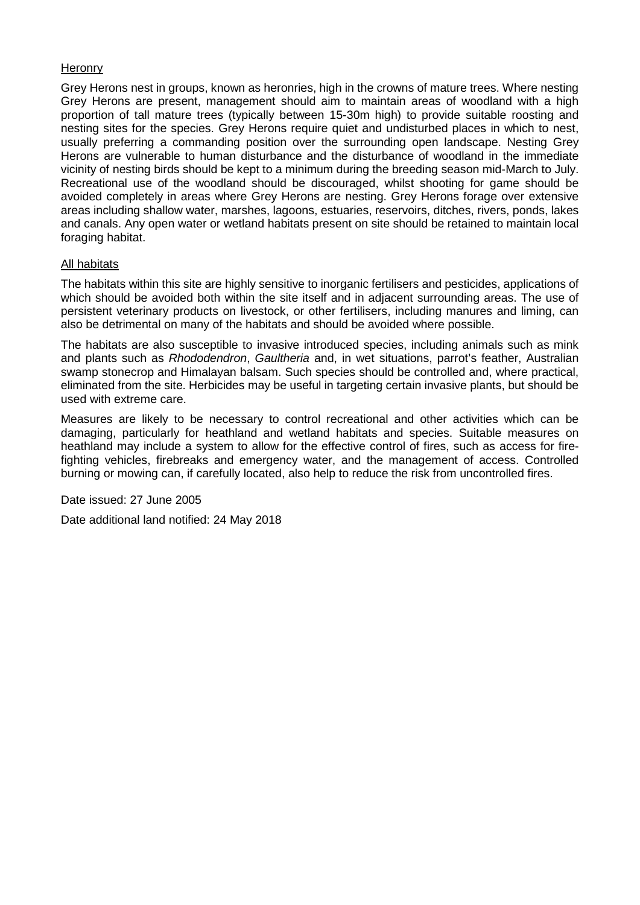Heronry

Grey Herons nest in groups, known as heronries, high in the crowns of mature trees. Where nesting Grey Herons are present, management should aim to maintain areas of woodland with a high proportion of tall mature trees (typically between 15-30m high) to provide suitable roosting and nesting sites for the species. Grey Herons require quiet and undisturbed places in which to nest, usually preferring a commanding position over the surrounding open landscape. Nesting Grey Herons are vulnerable to human disturbance and the disturbance of woodland in the immediate vicinity of nesting birds should be kept to a minimum during the breeding season mid-March to July. Recreational use of the woodland should be discouraged, whilst shooting for game should be avoided completely in areas where Grey Herons are nesting. Grey Herons forage over extensive areas including shallow water, marshes, lagoons, estuaries, reservoirs, ditches, rivers, ponds, lakes and canals. Any open water or wetland habitats present on site should be retained to maintain local foraging habitat.

All habitats

The habitats within this site are highly sensitive to inorganic fertilisers and pesticides, applications of which should be avoided both within the site itself and in adjacent surrounding areas. The use of persistent veterinary products on livestock, or other fertilisers, including manures and liming, can also be detrimental on many of the habitats and should be avoided where possible.

The habitats are also susceptible to invasive introduced species, including animals such as mink and plants such as *Rhododendron*, *Gaultheria* and, in wet situations, parrot's feather, Australian swamp stonecrop and Himalayan balsam. Such species should be controlled and, where practical, eliminated from the site. Herbicides may be useful in targeting certain invasive plants, but should be used with extreme care.

Measures are likely to be necessary to control recreational and other activities which can be damaging, particularly for heathland and wetland habitats and species. Suitable measures on heathland may include a system to allow for the effective control of fires, such as access for fire-fighting vehicles, firebreaks and emergency water, and the management of access. Controlled burning or mowing can, if carefully located, also help to reduce the risk from uncontrolled fires.

Date issued: 27 June 2005

Date additional land notified: 24 May 2018